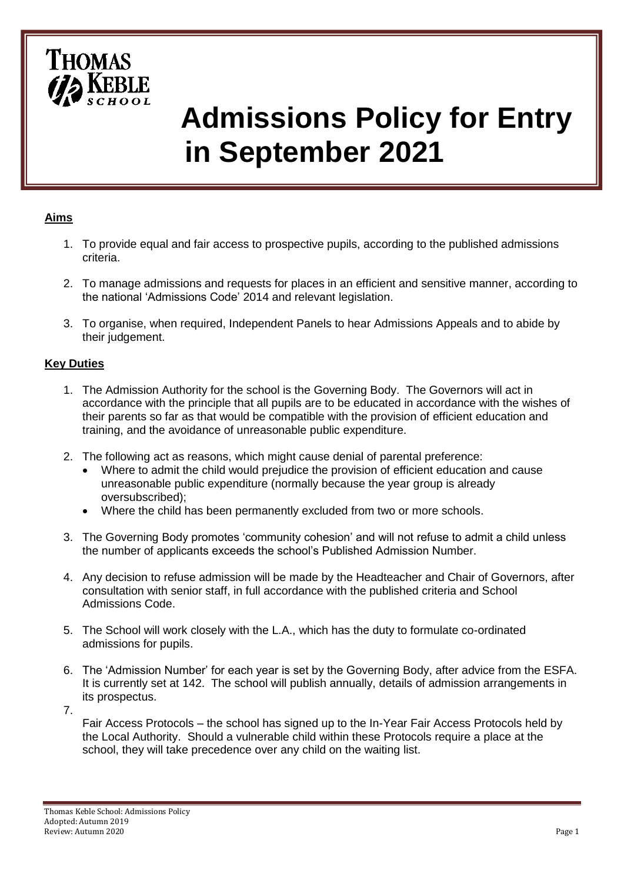# Admissions Policy for Entry in September 2021

## Aims

1. To provide equal and fair access to prospective pupils, according to the published admissions criteria.

2. To manage admissions and requests for places in an efficient and sensitive manner, according to the national 'Admissions Code' 2014 and relevant legislation.

3. To organise, when required, Independent Panels to hear Admissions Appeals and to abide by their judgement.

## Key Duties

1. The Admission Authority for the school is the Governing Body. The Governors will act in accordance with the principle that all pupils are to be educated in accordance with the wishes of their parents so far as that would be compatible with the provision of efficient education and training, and the avoidance of unreasonable public expenditure.

2. The following act as reasons, which might cause denial of parental preference:
   - Where to admit the child would prejudice the provision of efficient education and cause unreasonable public expenditure (normally because the year group is already oversubscribed);
   - Where the child has been permanently excluded from two or more schools.

3. The Governing Body promotes 'community cohesion' and will not refuse to admit a child unless the number of applicants exceeds the school's Published Admission Number.

4. Any decision to refuse admission will be made by the Headteacher and Chair of Governors, after consultation with senior staff, in full accordance with the published criteria and School Admissions Code.

5. The School will work closely with the L.A., which has the duty to formulate co-ordinated admissions for pupils.

6. The 'Admission Number' for each year is set by the Governing Body, after advice from the ESFA. It is currently set at 142. The school will publish annually, details of admission arrangements in its prospectus.

7. Fair Access Protocols – the school has signed up to the In-Year Fair Access Protocols held by the Local Authority. Should a vulnerable child within these Protocols require a place at the school, they will take precedence over any child on the waiting list.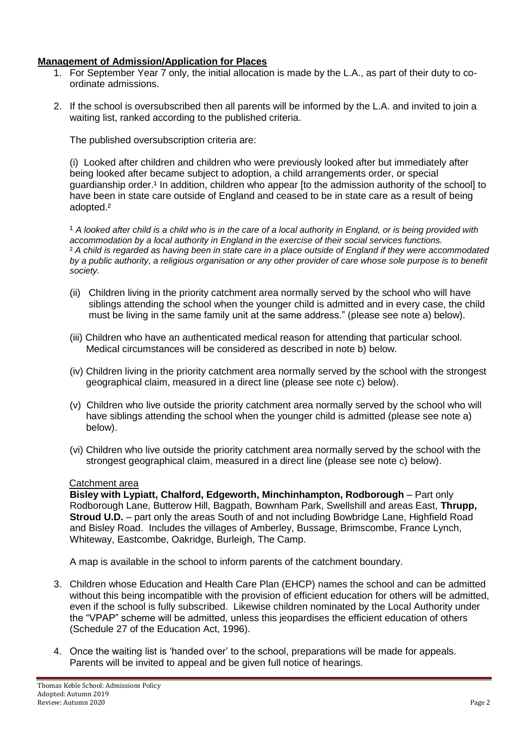## **Management of Admission/Application for Places**

1. For September Year 7 only, the initial allocation is made by the L.A., as part of their duty to co-ordinate admissions.

2. If the school is oversubscribed then all parents will be informed by the L.A. and invited to join a waiting list, ranked according to the published criteria.

   The published oversubscription criteria are:

   (i) Looked after children and children who were previously looked after but immediately after being looked after became subject to adoption, a child arrangements order, or special guardianship order.[1] In addition, children who appear [to the admission authority of the school] to have been in state care outside of England and ceased to be in state care as a result of being adopted.[2]

   [1] *A looked after child is a child who is in the care of a local authority in England, or is being provided with accommodation by a local authority in England in the exercise of their social services functions.*
   [2] *A child is regarded as having been in state care in a place outside of England if they were accommodated by a public authority, a religious organisation or any other provider of care whose sole purpose is to benefit society.*

   (ii) Children living in the priority catchment area normally served by the school who will have siblings attending the school when the younger child is admitted and in every case, the child must be living in the same family unit at the same address." (please see note a) below).

   (iii) Children who have an authenticated medical reason for attending that particular school. Medical circumstances will be considered as described in note b) below.

   (iv) Children living in the priority catchment area normally served by the school with the strongest geographical claim, measured in a direct line (please see note c) below).

   (v) Children who live outside the priority catchment area normally served by the school who will have siblings attending the school when the younger child is admitted (please see note a) below).

   (vi) Children who live outside the priority catchment area normally served by the school with the strongest geographical claim, measured in a direct line (please see note c) below).

   Catchment area
   **Bisley with Lypiatt, Chalford, Edgeworth, Minchinhampton, Rodborough** – Part only Rodborough Lane, Butterow Hill, Bagpath, Bownham Park, Swellshill and areas East, **Thrupp, Stroud U.D.** – part only the areas South of and not including Bowbridge Lane, Highfield Road and Bisley Road. Includes the villages of Amberley, Bussage, Brimscombe, France Lynch, Whiteway, Eastcombe, Oakridge, Burleigh, The Camp.

   A map is available in the school to inform parents of the catchment boundary.

3. Children whose Education and Health Care Plan (EHCP) names the school and can be admitted without this being incompatible with the provision of efficient education for others will be admitted, even if the school is fully subscribed. Likewise children nominated by the Local Authority under the "VPAP" scheme will be admitted, unless this jeopardises the efficient education of others (Schedule 27 of the Education Act, 1996).

4. Once the waiting list is 'handed over' to the school, preparations will be made for appeals. Parents will be invited to appeal and be given full notice of hearings.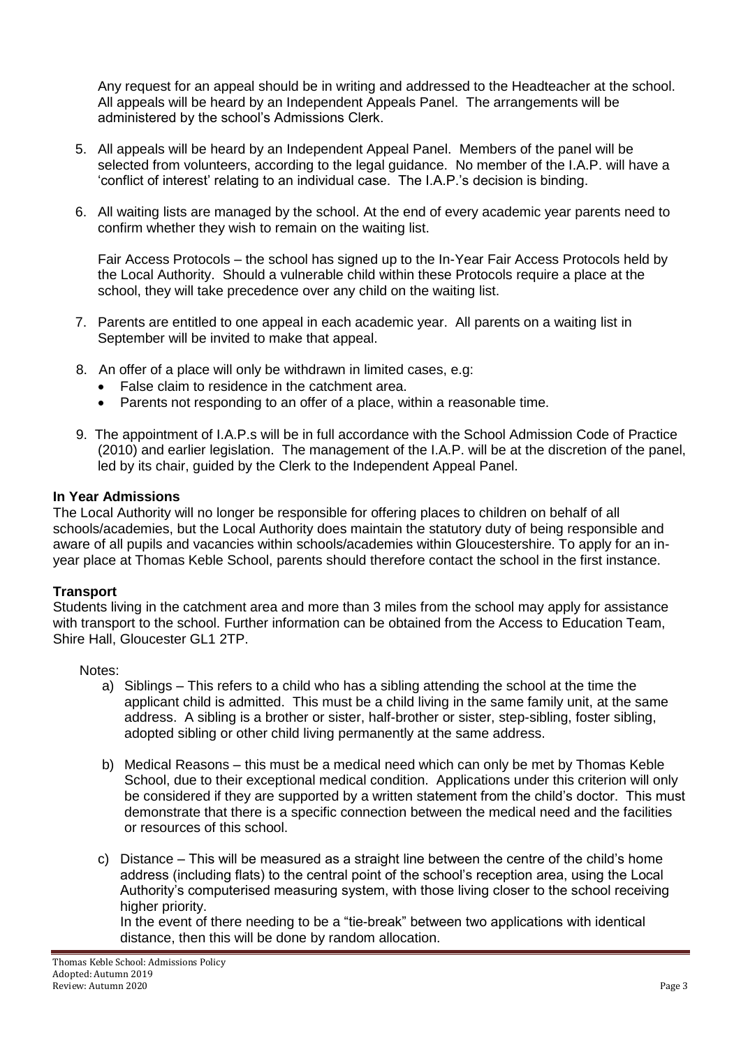Any request for an appeal should be in writing and addressed to the Headteacher at the school. All appeals will be heard by an Independent Appeals Panel. The arrangements will be administered by the school's Admissions Clerk.

5. All appeals will be heard by an Independent Appeal Panel. Members of the panel will be selected from volunteers, according to the legal guidance. No member of the I.A.P. will have a 'conflict of interest' relating to an individual case. The I.A.P.'s decision is binding.

6. All waiting lists are managed by the school. At the end of every academic year parents need to confirm whether they wish to remain on the waiting list.

   Fair Access Protocols – the school has signed up to the In-Year Fair Access Protocols held by the Local Authority. Should a vulnerable child within these Protocols require a place at the school, they will take precedence over any child on the waiting list.

7. Parents are entitled to one appeal in each academic year. All parents on a waiting list in September will be invited to make that appeal.

8. An offer of a place will only be withdrawn in limited cases, e.g:
   - False claim to residence in the catchment area.
   - Parents not responding to an offer of a place, within a reasonable time.

9. The appointment of I.A.P.s will be in full accordance with the School Admission Code of Practice (2010) and earlier legislation. The management of the I.A.P. will be at the discretion of the panel, led by its chair, guided by the Clerk to the Independent Appeal Panel.

**In Year Admissions**

The Local Authority will no longer be responsible for offering places to children on behalf of all schools/academies, but the Local Authority does maintain the statutory duty of being responsible and aware of all pupils and vacancies within schools/academies within Gloucestershire. To apply for an in-year place at Thomas Keble School, parents should therefore contact the school in the first instance.

**Transport**

Students living in the catchment area and more than 3 miles from the school may apply for assistance with transport to the school. Further information can be obtained from the Access to Education Team, Shire Hall, Gloucester GL1 2TP.

Notes:

a) Siblings – This refers to a child who has a sibling attending the school at the time the applicant child is admitted. This must be a child living in the same family unit, at the same address. A sibling is a brother or sister, half-brother or sister, step-sibling, foster sibling, adopted sibling or other child living permanently at the same address.

b) Medical Reasons – this must be a medical need which can only be met by Thomas Keble School, due to their exceptional medical condition. Applications under this criterion will only be considered if they are supported by a written statement from the child's doctor. This must demonstrate that there is a specific connection between the medical need and the facilities or resources of this school.

c) Distance – This will be measured as a straight line between the centre of the child's home address (including flats) to the central point of the school's reception area, using the Local Authority's computerised measuring system, with those living closer to the school receiving higher priority.
   In the event of there needing to be a "tie-break" between two applications with identical distance, then this will be done by random allocation.